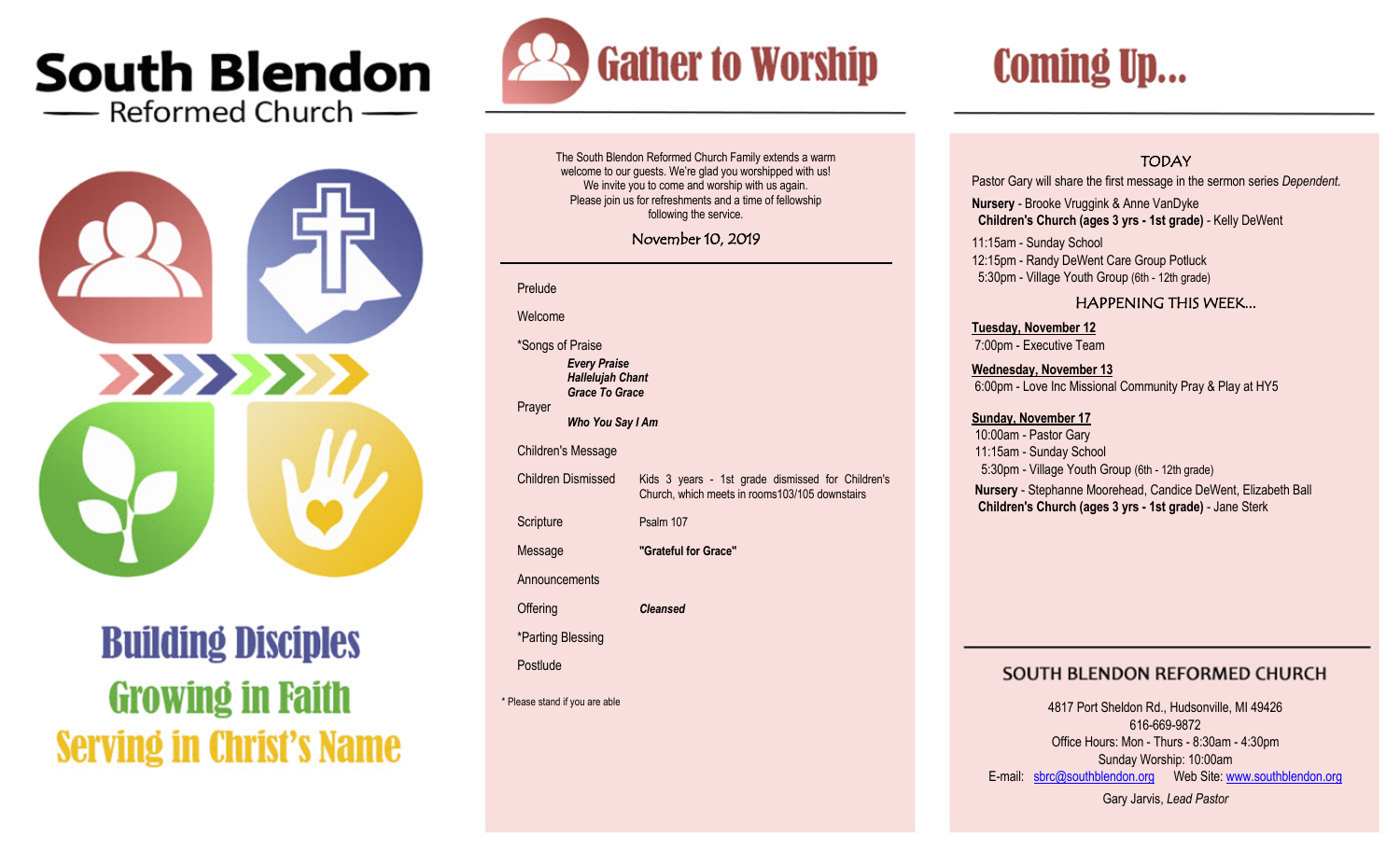# South Blendon

Reformed Church

**Building Disciples**

**Growing in Faith**

**Serving in Christ's Name**

## Gather to Worship

The South Blendon Reformed Church Family extends a warm welcome to our guests. We're glad you worshipped with us! We invite you to come and worship with us again. Please join us for refreshments and a time of fellowship following the service.

November 10, 2019

Prelude

Welcome

*Songs of Praise

- ***Every Praise***
- ***Hallelujah Chant***
- ***Grace To Grace***

Prayer

- ***Who You Say I Am***

Children's Message

Children Dismissed — Kids 3 years - 1st grade dismissed for Children's Church, which meets in rooms103/105 downstairs

Scripture — Psalm 107

Message — **"Grateful for Grace"**

Announcements

Offering — ***Cleansed***

*Parting Blessing

Postlude

\* Please stand if you are able

## Coming Up...

### TODAY

Pastor Gary will share the first message in the sermon series *Dependent.*

**Nursery** - Brooke Vruggink & Anne VanDyke
**Children's Church (ages 3 yrs - 1st grade)** - Kelly DeWent

11:15am - Sunday School
12:15pm - Randy DeWent Care Group Potluck
5:30pm - Village Youth Group (6th - 12th grade)

### HAPPENING THIS WEEK...

**Tuesday, November 12**
7:00pm - Executive Team

**Wednesday, November 13**
6:00pm - Love Inc Missional Community Pray & Play at HY5

**Sunday, November 17**
10:00am - Pastor Gary
11:15am - Sunday School
5:30pm - Village Youth Group (6th - 12th grade)
**Nursery** - Stephanne Moorehead, Candice DeWent, Elizabeth Ball
**Children's Church (ages 3 yrs - 1st grade)** - Jane Sterk

### SOUTH BLENDON REFORMED CHURCH

4817 Port Sheldon Rd., Hudsonville, MI 49426
616-669-9872
Office Hours: Mon - Thurs - 8:30am - 4:30pm
Sunday Worship: 10:00am
E-mail: sbrc@southblendon.org Web Site: www.southblendon.org
Gary Jarvis, *Lead Pastor*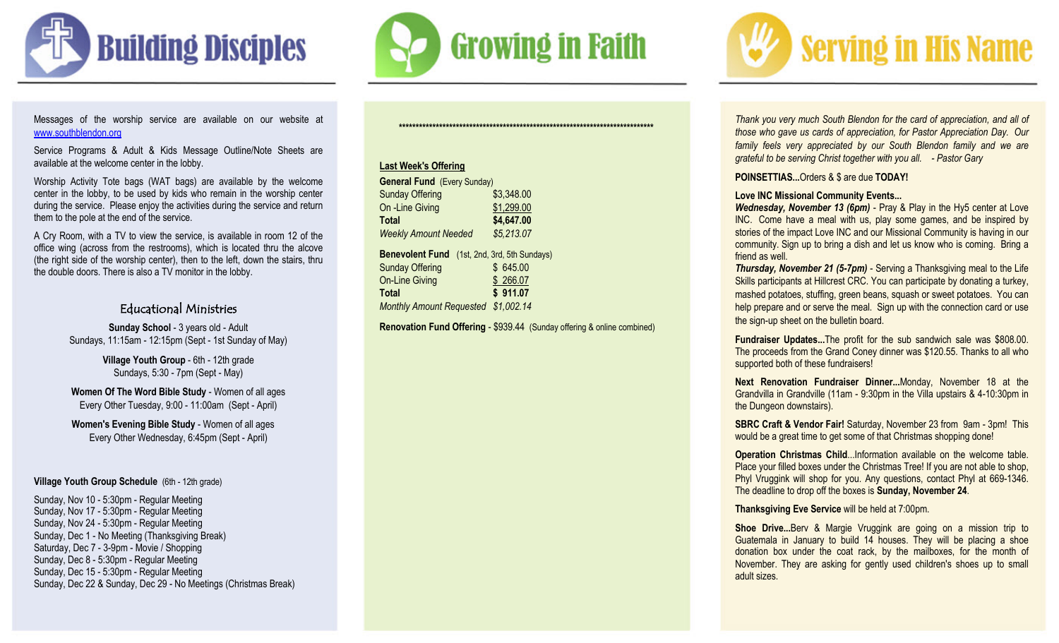# Building Disciples

Messages of the worship service are available on our website at www.southblendon.org

Service Programs & Adult & Kids Message Outline/Note Sheets are available at the welcome center in the lobby.

Worship Activity Tote bags (WAT bags) are available by the welcome center in the lobby, to be used by kids who remain in the worship center during the service. Please enjoy the activities during the service and return them to the pole at the end of the service.

A Cry Room, with a TV to view the service, is available in room 12 of the office wing (across from the restrooms), which is located thru the alcove (the right side of the worship center), then to the left, down the stairs, thru the double doors. There is also a TV monitor in the lobby.

## Educational Ministries

**Sunday School** - 3 years old - Adult
Sundays, 11:15am - 12:15pm (Sept - 1st Sunday of May)

**Village Youth Group** - 6th - 12th grade
Sundays, 5:30 - 7pm (Sept - May)

**Women Of The Word Bible Study** - Women of all ages
Every Other Tuesday, 9:00 - 11:00am (Sept - April)

**Women's Evening Bible Study** - Women of all ages
Every Other Wednesday, 6:45pm (Sept - April)

**Village Youth Group Schedule** (6th - 12th grade)

Sunday, Nov 10 - 5:30pm - Regular Meeting
Sunday, Nov 17 - 5:30pm - Regular Meeting
Sunday, Nov 24 - 5:30pm - Regular Meeting
Sunday, Dec 1 - No Meeting (Thanksgiving Break)
Saturday, Dec 7 - 3-9pm - Movie / Shopping
Sunday, Dec 8 - 5:30pm - Regular Meeting
Sunday, Dec 15 - 5:30pm - Regular Meeting
Sunday, Dec 22 & Sunday, Dec 29 - No Meetings (Christmas Break)

# Growing in Faith

*******************************************************************************

**Last Week's Offering**

| | |
|---|---|
| **General Fund** (Every Sunday) | |
| Sunday Offering | $3,348.00 |
| On -Line Giving | $1,299.00 |
| **Total** | **$4,647.00** |
| *Weekly Amount Needed* | *$5,213.07* |
| **Benevolent Fund** (1st, 2nd, 3rd, 5th Sundays) | |
| Sunday Offering | $ 645.00 |
| On-Line Giving | $ 266.07 |
| **Total** | **$ 911.07** |
| *Monthly Amount Requested* | *$1,002.14* |

**Renovation Fund Offering** - $939.44 (Sunday offering & online combined)

# Serving in His Name

*Thank you very much South Blendon for the card of appreciation, and all of those who gave us cards of appreciation, for Pastor Appreciation Day. Our family feels very appreciated by our South Blendon family and we are grateful to be serving Christ together with you all. - Pastor Gary*

**POINSETTIAS...**Orders & $ are due **TODAY!**

**Love INC Missional Community Events...**
***Wednesday, November 13 (6pm)*** - Pray & Play in the Hy5 center at Love INC. Come have a meal with us, play some games, and be inspired by stories of the impact Love INC and our Missional Community is having in our community. Sign up to bring a dish and let us know who is coming. Bring a friend as well.
***Thursday, November 21 (5-7pm)*** - Serving a Thanksgiving meal to the Life Skills participants at Hillcrest CRC. You can participate by donating a turkey, mashed potatoes, stuffing, green beans, squash or sweet potatoes. You can help prepare and or serve the meal. Sign up with the connection card or use the sign-up sheet on the bulletin board.

**Fundraiser Updates...**The profit for the sub sandwich sale was $808.00. The proceeds from the Grand Coney dinner was $120.55. Thanks to all who supported both of these fundraisers!

**Next Renovation Fundraiser Dinner...**Monday, November 18 at the Grandvilla in Grandville (11am - 9:30pm in the Villa upstairs & 4-10:30pm in the Dungeon downstairs).

**SBRC Craft & Vendor Fair!** Saturday, November 23 from 9am - 3pm! This would be a great time to get some of that Christmas shopping done!

**Operation Christmas Child**...Information available on the welcome table. Place your filled boxes under the Christmas Tree! If you are not able to shop, Phyl Vruggink will shop for you. Any questions, contact Phyl at 669-1346. The deadline to drop off the boxes is **Sunday, November 24**.

**Thanksgiving Eve Service** will be held at 7:00pm.

**Shoe Drive...**Berv & Margie Vruggink are going on a mission trip to Guatemala in January to build 14 houses. They will be placing a shoe donation box under the coat rack, by the mailboxes, for the month of November. They are asking for gently used children's shoes up to small adult sizes.